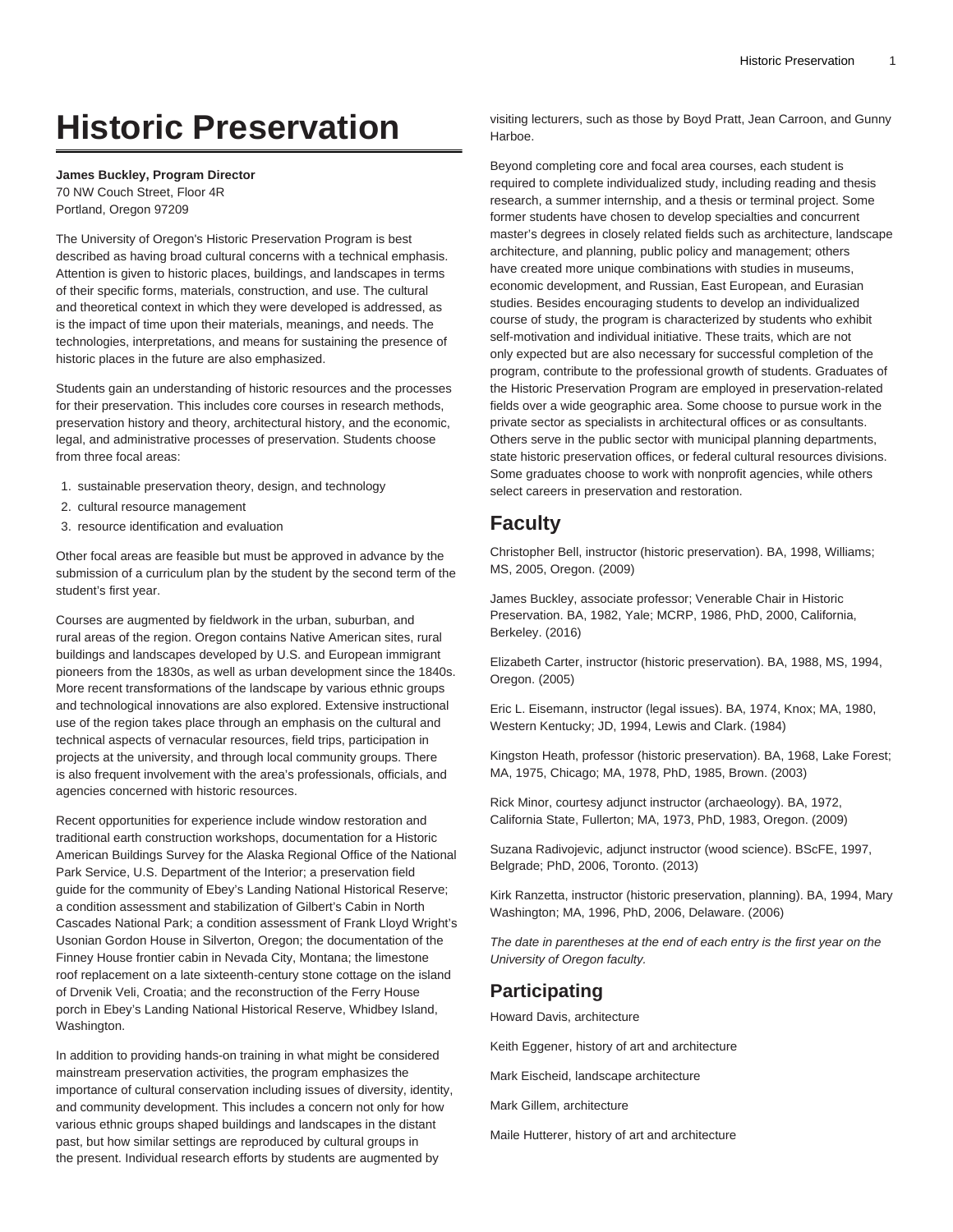# Historic Preservation

**James Buckley, Program Director**
70 NW Couch Street, Floor 4R
Portland, Oregon 97209

The University of Oregon's Historic Preservation Program is best described as having broad cultural concerns with a technical emphasis. Attention is given to historic places, buildings, and landscapes in terms of their specific forms, materials, construction, and use. The cultural and theoretical context in which they were developed is addressed, as is the impact of time upon their materials, meanings, and needs. The technologies, interpretations, and means for sustaining the presence of historic places in the future are also emphasized.

Students gain an understanding of historic resources and the processes for their preservation. This includes core courses in research methods, preservation history and theory, architectural history, and the economic, legal, and administrative processes of preservation. Students choose from three focal areas:

1. sustainable preservation theory, design, and technology
2. cultural resource management
3. resource identification and evaluation

Other focal areas are feasible but must be approved in advance by the submission of a curriculum plan by the student by the second term of the student's first year.

Courses are augmented by fieldwork in the urban, suburban, and rural areas of the region. Oregon contains Native American sites, rural buildings and landscapes developed by U.S. and European immigrant pioneers from the 1830s, as well as urban development since the 1840s. More recent transformations of the landscape by various ethnic groups and technological innovations are also explored. Extensive instructional use of the region takes place through an emphasis on the cultural and technical aspects of vernacular resources, field trips, participation in projects at the university, and through local community groups. There is also frequent involvement with the area's professionals, officials, and agencies concerned with historic resources.

Recent opportunities for experience include window restoration and traditional earth construction workshops, documentation for a Historic American Buildings Survey for the Alaska Regional Office of the National Park Service, U.S. Department of the Interior; a preservation field guide for the community of Ebey's Landing National Historical Reserve; a condition assessment and stabilization of Gilbert's Cabin in North Cascades National Park; a condition assessment of Frank Lloyd Wright's Usonian Gordon House in Silverton, Oregon; the documentation of the Finney House frontier cabin in Nevada City, Montana; the limestone roof replacement on a late sixteenth-century stone cottage on the island of Drvenik Veli, Croatia; and the reconstruction of the Ferry House porch in Ebey's Landing National Historical Reserve, Whidbey Island, Washington.

In addition to providing hands-on training in what might be considered mainstream preservation activities, the program emphasizes the importance of cultural conservation including issues of diversity, identity, and community development. This includes a concern not only for how various ethnic groups shaped buildings and landscapes in the distant past, but how similar settings are reproduced by cultural groups in the present. Individual research efforts by students are augmented by visiting lecturers, such as those by Boyd Pratt, Jean Carroon, and Gunny Harboe.

Beyond completing core and focal area courses, each student is required to complete individualized study, including reading and thesis research, a summer internship, and a thesis or terminal project. Some former students have chosen to develop specialties and concurrent master's degrees in closely related fields such as architecture, landscape architecture, and planning, public policy and management; others have created more unique combinations with studies in museums, economic development, and Russian, East European, and Eurasian studies. Besides encouraging students to develop an individualized course of study, the program is characterized by students who exhibit self-motivation and individual initiative. These traits, which are not only expected but are also necessary for successful completion of the program, contribute to the professional growth of students. Graduates of the Historic Preservation Program are employed in preservation-related fields over a wide geographic area. Some choose to pursue work in the private sector as specialists in architectural offices or as consultants. Others serve in the public sector with municipal planning departments, state historic preservation offices, or federal cultural resources divisions. Some graduates choose to work with nonprofit agencies, while others select careers in preservation and restoration.

## Faculty

Christopher Bell, instructor (historic preservation). BA, 1998, Williams; MS, 2005, Oregon. (2009)

James Buckley, associate professor; Venerable Chair in Historic Preservation. BA, 1982, Yale; MCRP, 1986, PhD, 2000, California, Berkeley. (2016)

Elizabeth Carter, instructor (historic preservation). BA, 1988, MS, 1994, Oregon. (2005)

Eric L. Eisemann, instructor (legal issues). BA, 1974, Knox; MA, 1980, Western Kentucky; JD, 1994, Lewis and Clark. (1984)

Kingston Heath, professor (historic preservation). BA, 1968, Lake Forest; MA, 1975, Chicago; MA, 1978, PhD, 1985, Brown. (2003)

Rick Minor, courtesy adjunct instructor (archaeology). BA, 1972, California State, Fullerton; MA, 1973, PhD, 1983, Oregon. (2009)

Suzana Radivojevic, adjunct instructor (wood science). BScFE, 1997, Belgrade; PhD, 2006, Toronto. (2013)

Kirk Ranzetta, instructor (historic preservation, planning). BA, 1994, Mary Washington; MA, 1996, PhD, 2006, Delaware. (2006)

*The date in parentheses at the end of each entry is the first year on the University of Oregon faculty.*

## Participating

Howard Davis, architecture

Keith Eggener, history of art and architecture

Mark Eischeid, landscape architecture

Mark Gillem, architecture

Maile Hutterer, history of art and architecture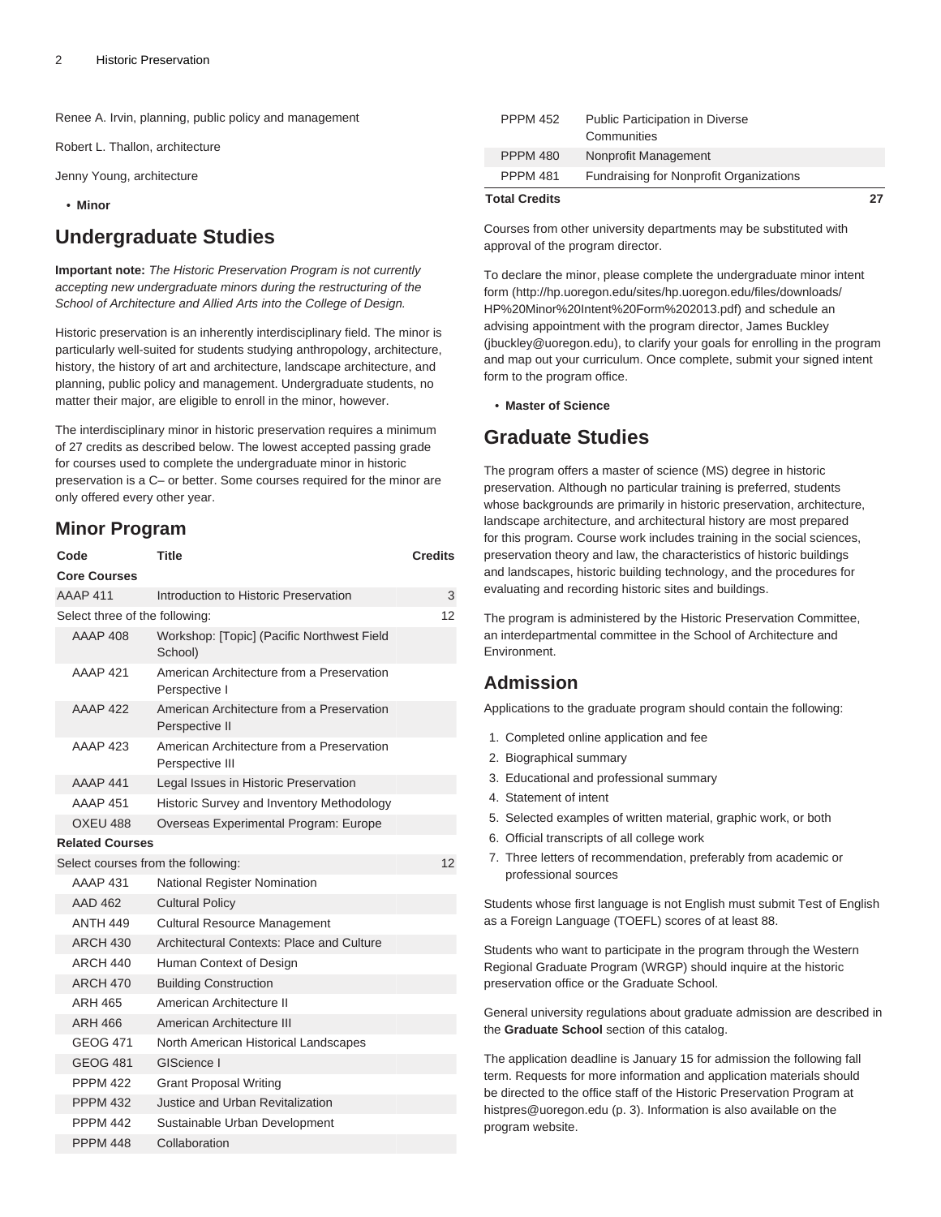Renee A. Irvin, planning, public policy and management

Robert L. Thallon, architecture

Jenny Young, architecture

- **Minor**

## Undergraduate Studies

**Important note:** *The Historic Preservation Program is not currently accepting new undergraduate minors during the restructuring of the School of Architecture and Allied Arts into the College of Design.*

Historic preservation is an inherently interdisciplinary field. The minor is particularly well-suited for students studying anthropology, architecture, history, the history of art and architecture, landscape architecture, and planning, public policy and management. Undergraduate students, no matter their major, are eligible to enroll in the minor, however.

The interdisciplinary minor in historic preservation requires a minimum of 27 credits as described below. The lowest accepted passing grade for courses used to complete the undergraduate minor in historic preservation is a C– or better. Some courses required for the minor are only offered every other year.

### Minor Program

| Code | Title | Credits |
|---|---|---|
| **Core Courses** | | |
| AAAP 411 | Introduction to Historic Preservation | 3 |
| Select three of the following: | | 12 |
| AAAP 408 | Workshop: [Topic] (Pacific Northwest Field School) | |
| AAAP 421 | American Architecture from a Preservation Perspective I | |
| AAAP 422 | American Architecture from a Preservation Perspective II | |
| AAAP 423 | American Architecture from a Preservation Perspective III | |
| AAAP 441 | Legal Issues in Historic Preservation | |
| AAAP 451 | Historic Survey and Inventory Methodology | |
| OXEU 488 | Overseas Experimental Program: Europe | |
| **Related Courses** | | |
| Select courses from the following: | | 12 |
| AAAP 431 | National Register Nomination | |
| AAD 462 | Cultural Policy | |
| ANTH 449 | Cultural Resource Management | |
| ARCH 430 | Architectural Contexts: Place and Culture | |
| ARCH 440 | Human Context of Design | |
| ARCH 470 | Building Construction | |
| ARH 465 | American Architecture II | |
| ARH 466 | American Architecture III | |
| GEOG 471 | North American Historical Landscapes | |
| GEOG 481 | GIScience I | |
| PPPM 422 | Grant Proposal Writing | |
| PPPM 432 | Justice and Urban Revitalization | |
| PPPM 442 | Sustainable Urban Development | |
| PPPM 448 | Collaboration | |
| PPPM 452 | Public Participation in Diverse Communities | |
| PPPM 480 | Nonprofit Management | |
| PPPM 481 | Fundraising for Nonprofit Organizations | |
| **Total Credits** | | **27** |

Courses from other university departments may be substituted with approval of the program director.

To declare the minor, please complete the undergraduate minor intent form (http://hp.uoregon.edu/sites/hp.uoregon.edu/files/downloads/HP%20Minor%20Intent%20Form%202013.pdf) and schedule an advising appointment with the program director, James Buckley (jbuckley@uoregon.edu), to clarify your goals for enrolling in the program and map out your curriculum. Once complete, submit your signed intent form to the program office.

- **Master of Science**

## Graduate Studies

The program offers a master of science (MS) degree in historic preservation. Although no particular training is preferred, students whose backgrounds are primarily in historic preservation, architecture, landscape architecture, and architectural history are most prepared for this program. Course work includes training in the social sciences, preservation theory and law, the characteristics of historic buildings and landscapes, historic building technology, and the procedures for evaluating and recording historic sites and buildings.

The program is administered by the Historic Preservation Committee, an interdepartmental committee in the School of Architecture and Environment.

### Admission

Applications to the graduate program should contain the following:

1. Completed online application and fee
2. Biographical summary
3. Educational and professional summary
4. Statement of intent
5. Selected examples of written material, graphic work, or both
6. Official transcripts of all college work
7. Three letters of recommendation, preferably from academic or professional sources

Students whose first language is not English must submit Test of English as a Foreign Language (TOEFL) scores of at least 88.

Students who want to participate in the program through the Western Regional Graduate Program (WRGP) should inquire at the historic preservation office or the Graduate School.

General university regulations about graduate admission are described in the **Graduate School** section of this catalog.

The application deadline is January 15 for admission the following fall term. Requests for more information and application materials should be directed to the office staff of the Historic Preservation Program at histpres@uoregon.edu (p. 3). Information is also available on the program website.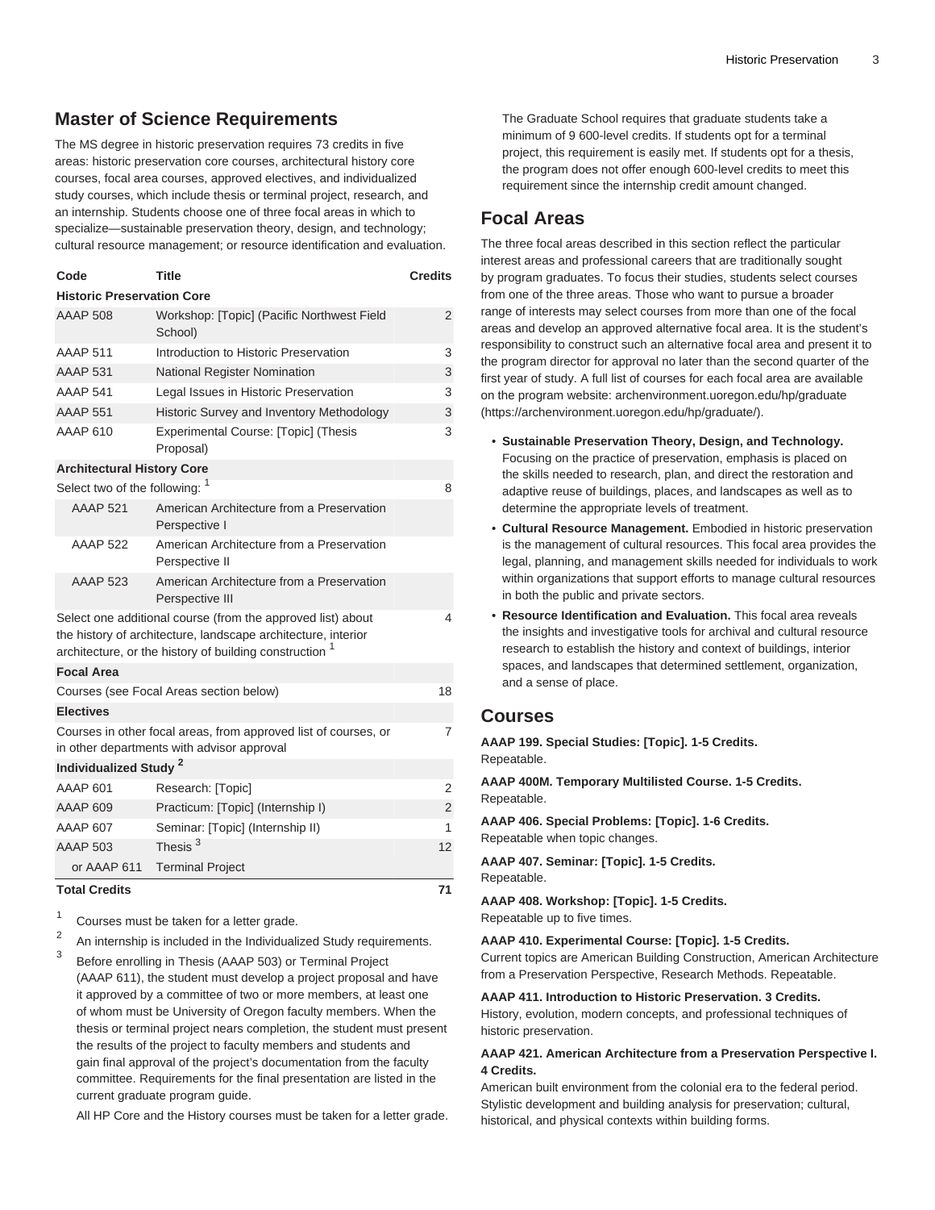## Master of Science Requirements

The MS degree in historic preservation requires 73 credits in five areas: historic preservation core courses, architectural history core courses, focal area courses, approved electives, and individualized study courses, which include thesis or terminal project, research, and an internship. Students choose one of three focal areas in which to specialize—sustainable preservation theory, design, and technology; cultural resource management; or resource identification and evaluation.

| Code | Title | Credits |
| --- | --- | --- |
| **Historic Preservation Core** | | |
| AAAP 508 | Workshop: [Topic] (Pacific Northwest Field School) | 2 |
| AAAP 511 | Introduction to Historic Preservation | 3 |
| AAAP 531 | National Register Nomination | 3 |
| AAAP 541 | Legal Issues in Historic Preservation | 3 |
| AAAP 551 | Historic Survey and Inventory Methodology | 3 |
| AAAP 610 | Experimental Course: [Topic] (Thesis Proposal) | 3 |
| **Architectural History Core** | | |
| Select two of the following: [1] | | 8 |
| AAAP 521 | American Architecture from a Preservation Perspective I | |
| AAAP 522 | American Architecture from a Preservation Perspective II | |
| AAAP 523 | American Architecture from a Preservation Perspective III | |
| Select one additional course (from the approved list) about the history of architecture, landscape architecture, interior architecture, or the history of building construction [1] | | 4 |
| **Focal Area** | | |
| Courses (see Focal Areas section below) | | 18 |
| **Electives** | | |
| Courses in other focal areas, from approved list of courses, or in other departments with advisor approval | | 7 |
| **Individualized Study [2]** | | |
| AAAP 601 | Research: [Topic] | 2 |
| AAAP 609 | Practicum: [Topic] (Internship I) | 2 |
| AAAP 607 | Seminar: [Topic] (Internship II) | 1 |
| AAAP 503 | Thesis [3] | 12 |
| or AAAP 611 | Terminal Project | |
| **Total Credits** | | **71** |

1. Courses must be taken for a letter grade.
2. An internship is included in the Individualized Study requirements.
3. Before enrolling in Thesis (AAAP 503) or Terminal Project (AAAP 611), the student must develop a project proposal and have it approved by a committee of two or more members, at least one of whom must be University of Oregon faculty members. When the thesis or terminal project nears completion, the student must present the results of the project to faculty members and students and gain final approval of the project's documentation from the faculty committee. Requirements for the final presentation are listed in the current graduate program guide.

   All HP Core and the History courses must be taken for a letter grade.

   The Graduate School requires that graduate students take a minimum of 9 600-level credits. If students opt for a terminal project, this requirement is easily met. If students opt for a thesis, the program does not offer enough 600-level credits to meet this requirement since the internship credit amount changed.

## Focal Areas

The three focal areas described in this section reflect the particular interest areas and professional careers that are traditionally sought by program graduates. To focus their studies, students select courses from one of the three areas. Those who want to pursue a broader range of interests may select courses from more than one of the focal areas and develop an approved alternative focal area. It is the student's responsibility to construct such an alternative focal area and present it to the program director for approval no later than the second quarter of the first year of study. A full list of courses for each focal area are available on the program website: archenvironment.uoregon.edu/hp/graduate (https://archenvironment.uoregon.edu/hp/graduate/).

- **Sustainable Preservation Theory, Design, and Technology.** Focusing on the practice of preservation, emphasis is placed on the skills needed to research, plan, and direct the restoration and adaptive reuse of buildings, places, and landscapes as well as to determine the appropriate levels of treatment.
- **Cultural Resource Management.** Embodied in historic preservation is the management of cultural resources. This focal area provides the legal, planning, and management skills needed for individuals to work within organizations that support efforts to manage cultural resources in both the public and private sectors.
- **Resource Identification and Evaluation.** This focal area reveals the insights and investigative tools for archival and cultural resource research to establish the history and context of buildings, interior spaces, and landscapes that determined settlement, organization, and a sense of place.

## Courses

**AAAP 199. Special Studies: [Topic]. 1-5 Credits.**
Repeatable.

**AAAP 400M. Temporary Multilisted Course. 1-5 Credits.**
Repeatable.

**AAAP 406. Special Problems: [Topic]. 1-6 Credits.**
Repeatable when topic changes.

**AAAP 407. Seminar: [Topic]. 1-5 Credits.**
Repeatable.

**AAAP 408. Workshop: [Topic]. 1-5 Credits.**
Repeatable up to five times.

**AAAP 410. Experimental Course: [Topic]. 1-5 Credits.**
Current topics are American Building Construction, American Architecture from a Preservation Perspective, Research Methods. Repeatable.

**AAAP 411. Introduction to Historic Preservation. 3 Credits.**
History, evolution, modern concepts, and professional techniques of historic preservation.

**AAAP 421. American Architecture from a Preservation Perspective I. 4 Credits.**
American built environment from the colonial era to the federal period. Stylistic development and building analysis for preservation; cultural, historical, and physical contexts within building forms.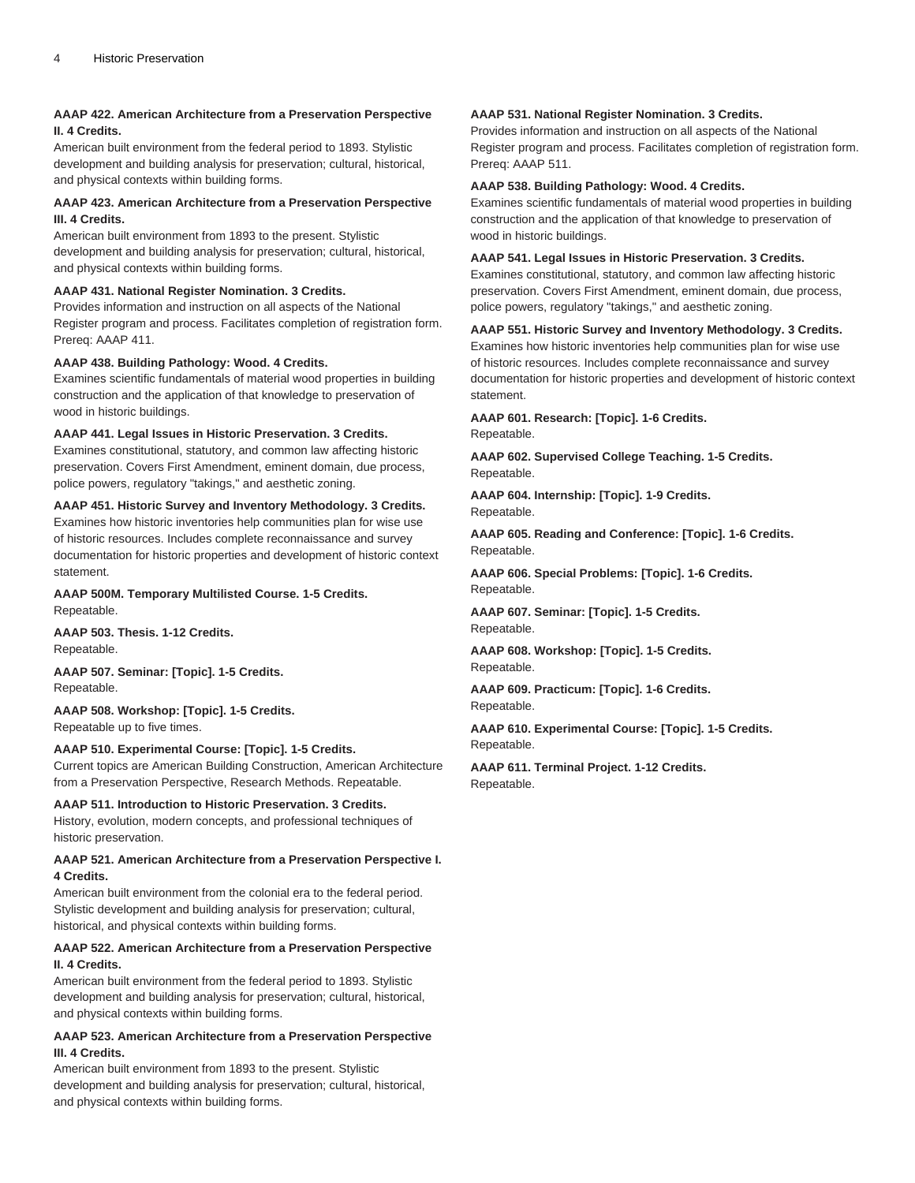**AAAP 422. American Architecture from a Preservation Perspective II. 4 Credits.**
American built environment from the federal period to 1893. Stylistic development and building analysis for preservation; cultural, historical, and physical contexts within building forms.

**AAAP 423. American Architecture from a Preservation Perspective III. 4 Credits.**
American built environment from 1893 to the present. Stylistic development and building analysis for preservation; cultural, historical, and physical contexts within building forms.

**AAAP 431. National Register Nomination. 3 Credits.**
Provides information and instruction on all aspects of the National Register program and process. Facilitates completion of registration form. Prereq: AAAP 411.

**AAAP 438. Building Pathology: Wood. 4 Credits.**
Examines scientific fundamentals of material wood properties in building construction and the application of that knowledge to preservation of wood in historic buildings.

**AAAP 441. Legal Issues in Historic Preservation. 3 Credits.**
Examines constitutional, statutory, and common law affecting historic preservation. Covers First Amendment, eminent domain, due process, police powers, regulatory "takings," and aesthetic zoning.

**AAAP 451. Historic Survey and Inventory Methodology. 3 Credits.**
Examines how historic inventories help communities plan for wise use of historic resources. Includes complete reconnaissance and survey documentation for historic properties and development of historic context statement.

**AAAP 500M. Temporary Multilisted Course. 1-5 Credits.**
Repeatable.

**AAAP 503. Thesis. 1-12 Credits.**
Repeatable.

**AAAP 507. Seminar: [Topic]. 1-5 Credits.**
Repeatable.

**AAAP 508. Workshop: [Topic]. 1-5 Credits.**
Repeatable up to five times.

**AAAP 510. Experimental Course: [Topic]. 1-5 Credits.**
Current topics are American Building Construction, American Architecture from a Preservation Perspective, Research Methods. Repeatable.

**AAAP 511. Introduction to Historic Preservation. 3 Credits.**
History, evolution, modern concepts, and professional techniques of historic preservation.

**AAAP 521. American Architecture from a Preservation Perspective I. 4 Credits.**
American built environment from the colonial era to the federal period. Stylistic development and building analysis for preservation; cultural, historical, and physical contexts within building forms.

**AAAP 522. American Architecture from a Preservation Perspective II. 4 Credits.**
American built environment from the federal period to 1893. Stylistic development and building analysis for preservation; cultural, historical, and physical contexts within building forms.

**AAAP 523. American Architecture from a Preservation Perspective III. 4 Credits.**
American built environment from 1893 to the present. Stylistic development and building analysis for preservation; cultural, historical, and physical contexts within building forms.

**AAAP 531. National Register Nomination. 3 Credits.**
Provides information and instruction on all aspects of the National Register program and process. Facilitates completion of registration form. Prereq: AAAP 511.

**AAAP 538. Building Pathology: Wood. 4 Credits.**
Examines scientific fundamentals of material wood properties in building construction and the application of that knowledge to preservation of wood in historic buildings.

**AAAP 541. Legal Issues in Historic Preservation. 3 Credits.**
Examines constitutional, statutory, and common law affecting historic preservation. Covers First Amendment, eminent domain, due process, police powers, regulatory "takings," and aesthetic zoning.

**AAAP 551. Historic Survey and Inventory Methodology. 3 Credits.**
Examines how historic inventories help communities plan for wise use of historic resources. Includes complete reconnaissance and survey documentation for historic properties and development of historic context statement.

**AAAP 601. Research: [Topic]. 1-6 Credits.**
Repeatable.

**AAAP 602. Supervised College Teaching. 1-5 Credits.**
Repeatable.

**AAAP 604. Internship: [Topic]. 1-9 Credits.**
Repeatable.

**AAAP 605. Reading and Conference: [Topic]. 1-6 Credits.**
Repeatable.

**AAAP 606. Special Problems: [Topic]. 1-6 Credits.**
Repeatable.

**AAAP 607. Seminar: [Topic]. 1-5 Credits.**
Repeatable.

**AAAP 608. Workshop: [Topic]. 1-5 Credits.**
Repeatable.

**AAAP 609. Practicum: [Topic]. 1-6 Credits.**
Repeatable.

**AAAP 610. Experimental Course: [Topic]. 1-5 Credits.**
Repeatable.

**AAAP 611. Terminal Project. 1-12 Credits.**
Repeatable.